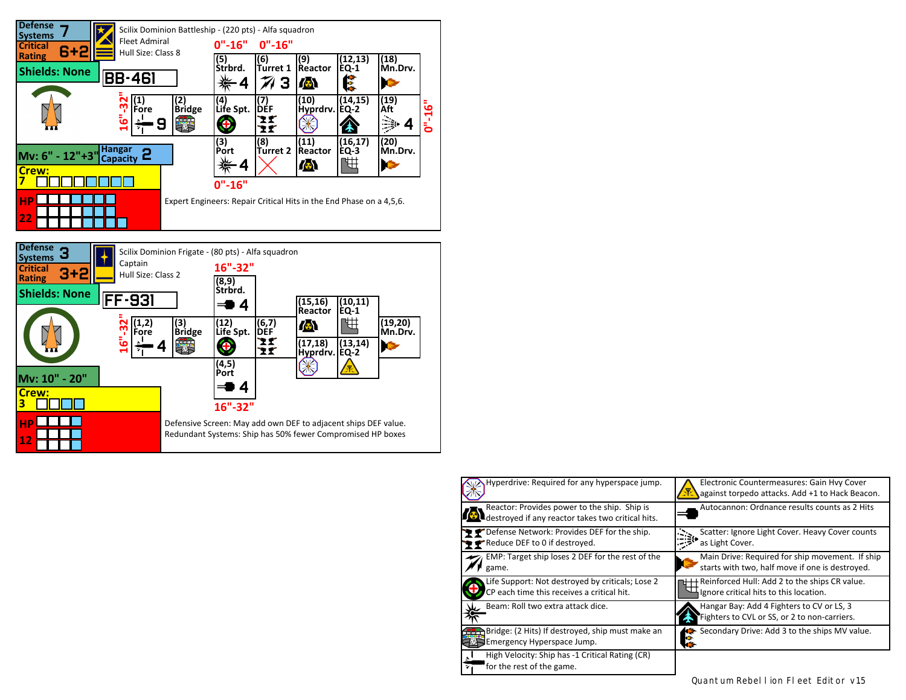## Scilix Dominion Battleship - (220 pts) - Alfa squadron

Defense Systems **7**
Critical Rating **6+2**
Shields: None

Fleet Admiral
Hull Size: Class 8

**BB-461**

Mv: 6" - 12"+3"
Hangar Capacity **2**

Crew: 7
HP 22

| | | 0"-16" | 0"-16" | | | |
|---|---|---|---|---|---|---|
| | | (5) Strbrd. 4 | (6) Turret 1 3 | (9) Reactor | (12,13) EQ-1 | (18) Mn.Drv. |
| 16"-32" | (1) Fore 9 | (2) Bridge | (4) Life Spt. | (7) DEF | (10) Hyprdrv. | (14,15) EQ-2 | (19) Aft 4 | 0"-16" |
| | | (3) Port 4 | (8) Turret 2 | (11) Reactor | (16,17) EQ-3 | (20) Mn.Drv. |
| | | 0"-16" | | | | |

Expert Engineers: Repair Critical Hits in the End Phase on a 4,5,6.

## Scilix Dominion Frigate - (80 pts) - Alfa squadron

Defense Systems **3**
Critical Rating **3+2**
Shields: None

Captain
Hull Size: Class 2

**FF-931**

Mv: 10" - 20"

Crew: 3
HP 12

| | | 16"-32" | | | | |
|---|---|---|---|---|---|---|
| | | (8,9) Strbrd. 4 | | (15,16) Reactor | (10,11) EQ-1 | |
| 16"-32" | (1,2) Fore 4 | (3) Bridge | (12) Life Spt. | (6,7) DEF | (17,18) Hyprdrv. | (13,14) EQ-2 | (19,20) Mn.Drv. |
| | | (4,5) Port 4 | | | | |
| | | 16"-32" | | | | |

Defensive Screen: May add own DEF to adjacent ships DEF value.
Redundant Systems: Ship has 50% fewer Compromised HP boxes

| | |
|---|---|
| Hyperdrive: Required for any hyperspace jump. | Electronic Countermeasures: Gain Hvy Cover against torpedo attacks. Add +1 to Hack Beacon. |
| Reactor: Provides power to the ship. Ship is destroyed if any reactor takes two critical hits. | Autocannon: Ordnance results counts as 2 Hits |
| Defense Network: Provides DEF for the ship. Reduce DEF to 0 if destroyed. | Scatter: Ignore Light Cover. Heavy Cover counts as Light Cover. |
| EMP: Target ship loses 2 DEF for the rest of the game. | Main Drive: Required for ship movement. If ship starts with two, half move if one is destroyed. |
| Life Support: Not destroyed by criticals; Lose 2 CP each time this receives a critical hit. | Reinforced Hull: Add 2 to the ships CR value. Ignore critical hits to this location. |
| Beam: Roll two extra attack dice. | Hangar Bay: Add 4 Fighters to CV or LS, 3 Fighters to CVL or SS, or 2 to non-carriers. |
| Bridge: (2 Hits) If destroyed, ship must make an Emergency Hyperspace Jump. | Secondary Drive: Add 3 to the ships MV value. |
| High Velocity: Ship has -1 Critical Rating (CR) for the rest of the game. | |

Quantum Rebellion Fleet Editor v15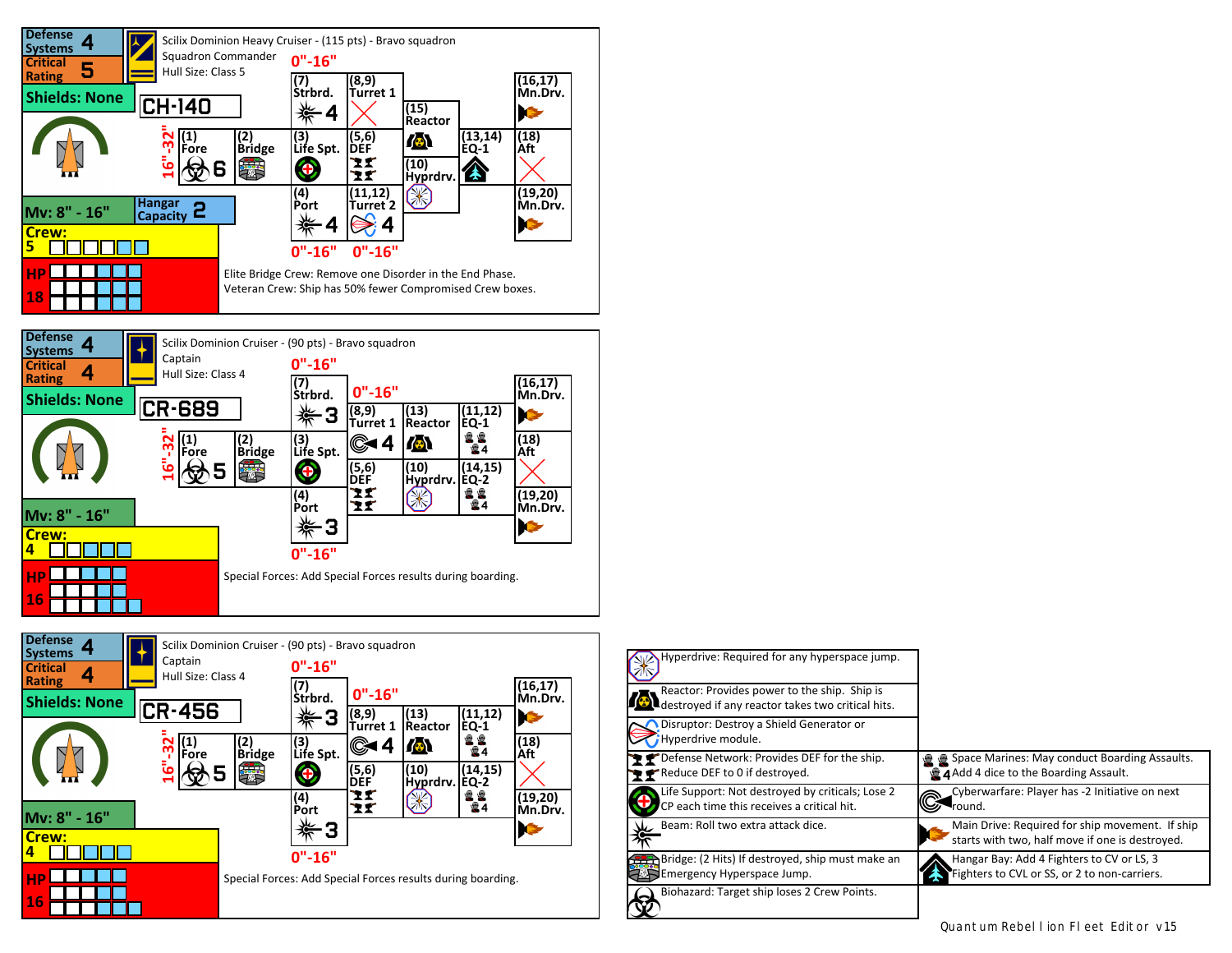## Scilix Dominion Heavy Cruiser - (115 pts) - Bravo squadron

Squadron Commander
Hull Size: Class 5

**CH-140**

| Defense Systems | 4 |
|---|---|
| Critical Rating | 5 |
| Shields | None |
| Mv | 8" - 16" |
| Hangar Capacity | 2 |
| Crew | 5 |
| HP | 18 |

Fore firing arc: 16"-32"

| Location | Component | Value | Range |
|---|---|---|---|
| (1) | Fore | Biohazard 6 | 16"-32" |
| (2) | Bridge | | |
| (3) | Life Spt. | | |
| (4) | Port | Beam 4 | 0"-16" |
| (5,6) | DEF | | |
| (7) | Strbrd. | Beam 4 | 0"-16" |
| (8,9) | Turret 1 | (destroyed) | |
| (10) | Hyprdrv. | | |
| (11,12) | Turret 2 | Disruptor 4 | 0"-16" |
| (13,14) | EQ-1 | Hangar Bay | |
| (15) | Reactor | | |
| (16,17) | Mn.Drv. | | |
| (18) | Aft | (destroyed) | |
| (19,20) | Mn.Drv. | | |

Elite Bridge Crew: Remove one Disorder in the End Phase.
Veteran Crew: Ship has 50% fewer Compromised Crew boxes.

## Scilix Dominion Cruiser - (90 pts) - Bravo squadron

Captain
Hull Size: Class 4

**CR-689**

| Defense Systems | 4 |
|---|---|
| Critical Rating | 4 |
| Shields | None |
| Mv | 8" - 16" |
| Crew | 4 |
| HP | 16 |

| Location | Component | Value | Range |
|---|---|---|---|
| (1) | Fore | Biohazard 5 | 16"-32" |
| (2) | Bridge | | |
| (3) | Life Spt. | | |
| (4) | Port | Beam 3 | 0"-16" |
| (5,6) | DEF | | |
| (7) | Strbrd. | Beam 3 | 0"-16" |
| (8,9) | Turret 1 | Cyberwarfare 4 | 0"-16" |
| (10) | Hyprdrv. | | |
| (11,12) | EQ-1 | Space Marines 4 | |
| (13) | Reactor | | |
| (14,15) | EQ-2 | Space Marines 4 | |
| (16,17) | Mn.Drv. | | |
| (18) | Aft | (destroyed) | |
| (19,20) | Mn.Drv. | | |

Special Forces: Add Special Forces results during boarding.

## Scilix Dominion Cruiser - (90 pts) - Bravo squadron

Captain
Hull Size: Class 4

**CR-456**

| Defense Systems | 4 |
|---|---|
| Critical Rating | 4 |
| Shields | None |
| Mv | 8" - 16" |
| Crew | 4 |
| HP | 16 |

| Location | Component | Value | Range |
|---|---|---|---|
| (1) | Fore | Biohazard 5 | 16"-32" |
| (2) | Bridge | | |
| (3) | Life Spt. | | |
| (4) | Port | Beam 3 | 0"-16" |
| (5,6) | DEF | | |
| (7) | Strbrd. | Beam 3 | 0"-16" |
| (8,9) | Turret 1 | Cyberwarfare 4 | 0"-16" |
| (10) | Hyprdrv. | | |
| (11,12) | EQ-1 | Space Marines 4 | |
| (13) | Reactor | | |
| (14,15) | EQ-2 | Space Marines 4 | |
| (16,17) | Mn.Drv. | | |
| (18) | Aft | (destroyed) | |
| (19,20) | Mn.Drv. | | |

Special Forces: Add Special Forces results during boarding.

## Legend

- Hyperdrive: Required for any hyperspace jump.
- Reactor: Provides power to the ship. Ship is destroyed if any reactor takes two critical hits.
- Disruptor: Destroy a Shield Generator or Hyperdrive module.
- Defense Network: Provides DEF for the ship. Reduce DEF to 0 if destroyed.
- Life Support: Not destroyed by criticals; Lose 2 CP each time this receives a critical hit.
- Beam: Roll two extra attack dice.
- Bridge: (2 Hits) If destroyed, ship must make an Emergency Hyperspace Jump.
- Biohazard: Target ship loses 2 Crew Points.
- Space Marines: May conduct Boarding Assaults. Add 4 dice to the Boarding Assault.
- Cyberwarfare: Player has -2 Initiative on next round.
- Main Drive: Required for ship movement. If ship starts with two, half move if one is destroyed.
- Hangar Bay: Add 4 Fighters to CV or LS, 3 Fighters to CVL or SS, or 2 to non-carriers.

Quantum Rebellion Fleet Editor v15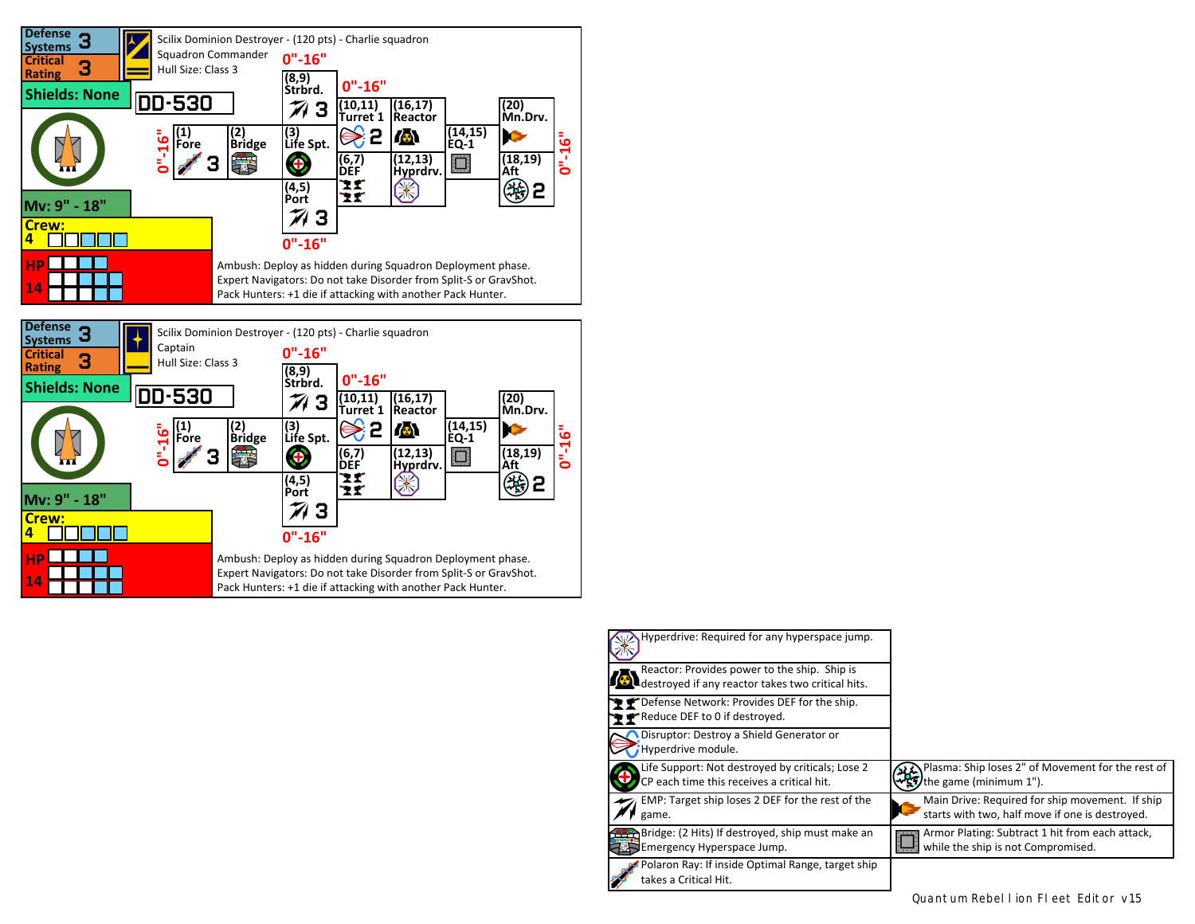## Scilix Dominion Destroyer - (120 pts) - Charlie squadron

Squadron Commander
Hull Size: Class 3

**DD-530**

Defense Systems 3
Critical Rating 3
Shields: None
Mv: 9" - 18"
Crew: 4
HP 14

| Location | Module | Value | Range |
|---|---|---|---|
| (1) Fore | Polaron Ray | 3 | 0"-16" |
| (2) Bridge | Bridge | | |
| (3) Life Spt. | Life Support | | |
| (8,9) Strbrd. | EMP | 3 | 0"-16" |
| (4,5) Port | EMP | 3 | 0"-16" |
| (10,11) Turret 1 | Disruptor | 2 | 0"-16" |
| (6,7) DEF | Defense Network | | |
| (16,17) Reactor | Reactor | | |
| (12,13) Hyprdrv. | Hyperdrive | | |
| (14,15) EQ-1 | Armor Plating | | |
| (20) Mn.Drv. | Main Drive | | |
| (18,19) Aft | Plasma | 2 | 0"-16" |

Ambush: Deploy as hidden during Squadron Deployment phase.
Expert Navigators: Do not take Disorder from Split-S or GravShot.
Pack Hunters: +1 die if attacking with another Pack Hunter.

## Scilix Dominion Destroyer - (120 pts) - Charlie squadron

Captain
Hull Size: Class 3

**DD-530**

Defense Systems 3
Critical Rating 3
Shields: None
Mv: 9" - 18"
Crew: 4
HP 14

| Location | Module | Value | Range |
|---|---|---|---|
| (1) Fore | Polaron Ray | 3 | 0"-16" |
| (2) Bridge | Bridge | | |
| (3) Life Spt. | Life Support | | |
| (8,9) Strbrd. | EMP | 3 | 0"-16" |
| (4,5) Port | EMP | 3 | 0"-16" |
| (10,11) Turret 1 | Disruptor | 2 | 0"-16" |
| (6,7) DEF | Defense Network | | |
| (16,17) Reactor | Reactor | | |
| (12,13) Hyprdrv. | Hyperdrive | | |
| (14,15) EQ-1 | Armor Plating | | |
| (20) Mn.Drv. | Main Drive | | |
| (18,19) Aft | Plasma | 2 | 0"-16" |

Ambush: Deploy as hidden during Squadron Deployment phase.
Expert Navigators: Do not take Disorder from Split-S or GravShot.
Pack Hunters: +1 die if attacking with another Pack Hunter.

Hyperdrive: Required for any hyperspace jump.

Reactor: Provides power to the ship. Ship is destroyed if any reactor takes two critical hits.

Defense Network: Provides DEF for the ship. Reduce DEF to 0 if destroyed.

Disruptor: Destroy a Shield Generator or Hyperdrive module.

Life Support: Not destroyed by criticals; Lose 2 CP each time this receives a critical hit.

EMP: Target ship loses 2 DEF for the rest of the game.

Bridge: (2 Hits) If destroyed, ship must make an Emergency Hyperspace Jump.

Polaron Ray: If inside Optimal Range, target ship takes a Critical Hit.

Plasma: Ship loses 2" of Movement for the rest of the game (minimum 1").

Main Drive: Required for ship movement. If ship starts with two, half move if one is destroyed.

Armor Plating: Subtract 1 hit from each attack, while the ship is not Compromised.

Quantum Rebellion Fleet Editor v15